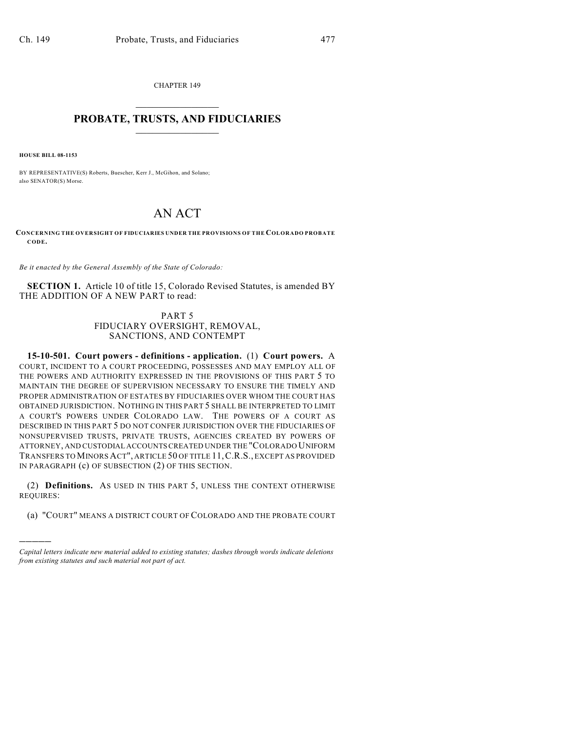CHAPTER 149

# PROBATE, TRUSTS, AND FIDUCIARIES

**HOUSE BILL 08-1153**

BY REPRESENTATIVE(S) Roberts, Buescher, Kerr J., McGihon, and Solano; also SENATOR(S) Morse.

# AN ACT

**CONCERNING THE OVERSIGHT OF FIDUCIARIES UNDER THE PROVISIONS OF THE COLORADO PROBATE CODE.**

*Be it enacted by the General Assembly of the State of Colorado:*

**SECTION 1.** Article 10 of title 15, Colorado Revised Statutes, is amended BY THE ADDITION OF A NEW PART to read:

PART 5
FIDUCIARY OVERSIGHT, REMOVAL, SANCTIONS, AND CONTEMPT

**15-10-501. Court powers - definitions - application.** (1) **Court powers.** A COURT, INCIDENT TO A COURT PROCEEDING, POSSESSES AND MAY EMPLOY ALL OF THE POWERS AND AUTHORITY EXPRESSED IN THE PROVISIONS OF THIS PART 5 TO MAINTAIN THE DEGREE OF SUPERVISION NECESSARY TO ENSURE THE TIMELY AND PROPER ADMINISTRATION OF ESTATES BY FIDUCIARIES OVER WHOM THE COURT HAS OBTAINED JURISDICTION. NOTHING IN THIS PART 5 SHALL BE INTERPRETED TO LIMIT A COURT'S POWERS UNDER COLORADO LAW. THE POWERS OF A COURT AS DESCRIBED IN THIS PART 5 DO NOT CONFER JURISDICTION OVER THE FIDUCIARIES OF NONSUPERVISED TRUSTS, PRIVATE TRUSTS, AGENCIES CREATED BY POWERS OF ATTORNEY, AND CUSTODIAL ACCOUNTS CREATED UNDER THE "COLORADO UNIFORM TRANSFERS TO MINORS ACT", ARTICLE 50 OF TITLE 11, C.R.S., EXCEPT AS PROVIDED IN PARAGRAPH (c) OF SUBSECTION (2) OF THIS SECTION.

(2) **Definitions.** AS USED IN THIS PART 5, UNLESS THE CONTEXT OTHERWISE REQUIRES:

(a) "COURT" MEANS A DISTRICT COURT OF COLORADO AND THE PROBATE COURT

---

*Capital letters indicate new material added to existing statutes; dashes through words indicate deletions from existing statutes and such material not part of act.*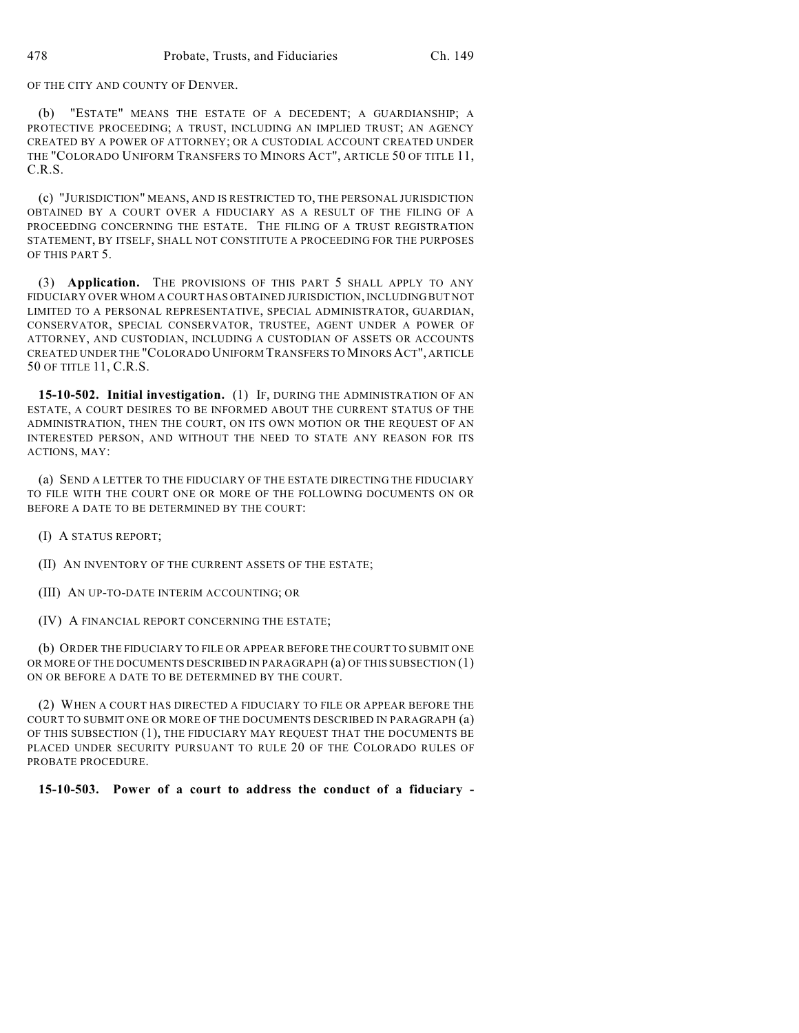OF THE CITY AND COUNTY OF DENVER.

(b) "ESTATE" MEANS THE ESTATE OF A DECEDENT; A GUARDIANSHIP; A PROTECTIVE PROCEEDING; A TRUST, INCLUDING AN IMPLIED TRUST; AN AGENCY CREATED BY A POWER OF ATTORNEY; OR A CUSTODIAL ACCOUNT CREATED UNDER THE "COLORADO UNIFORM TRANSFERS TO MINORS ACT", ARTICLE 50 OF TITLE 11, C.R.S.

(c) "JURISDICTION" MEANS, AND IS RESTRICTED TO, THE PERSONAL JURISDICTION OBTAINED BY A COURT OVER A FIDUCIARY AS A RESULT OF THE FILING OF A PROCEEDING CONCERNING THE ESTATE. THE FILING OF A TRUST REGISTRATION STATEMENT, BY ITSELF, SHALL NOT CONSTITUTE A PROCEEDING FOR THE PURPOSES OF THIS PART 5.

(3) **Application.** THE PROVISIONS OF THIS PART 5 SHALL APPLY TO ANY FIDUCIARY OVER WHOM A COURT HAS OBTAINED JURISDICTION, INCLUDING BUT NOT LIMITED TO A PERSONAL REPRESENTATIVE, SPECIAL ADMINISTRATOR, GUARDIAN, CONSERVATOR, SPECIAL CONSERVATOR, TRUSTEE, AGENT UNDER A POWER OF ATTORNEY, AND CUSTODIAN, INCLUDING A CUSTODIAN OF ASSETS OR ACCOUNTS CREATED UNDER THE "COLORADO UNIFORM TRANSFERS TO MINORS ACT", ARTICLE 50 OF TITLE 11, C.R.S.

**15-10-502. Initial investigation.** (1) IF, DURING THE ADMINISTRATION OF AN ESTATE, A COURT DESIRES TO BE INFORMED ABOUT THE CURRENT STATUS OF THE ADMINISTRATION, THEN THE COURT, ON ITS OWN MOTION OR THE REQUEST OF AN INTERESTED PERSON, AND WITHOUT THE NEED TO STATE ANY REASON FOR ITS ACTIONS, MAY:

(a) SEND A LETTER TO THE FIDUCIARY OF THE ESTATE DIRECTING THE FIDUCIARY TO FILE WITH THE COURT ONE OR MORE OF THE FOLLOWING DOCUMENTS ON OR BEFORE A DATE TO BE DETERMINED BY THE COURT:

(I) A STATUS REPORT;

(II) AN INVENTORY OF THE CURRENT ASSETS OF THE ESTATE;

(III) AN UP-TO-DATE INTERIM ACCOUNTING; OR

(IV) A FINANCIAL REPORT CONCERNING THE ESTATE;

(b) ORDER THE FIDUCIARY TO FILE OR APPEAR BEFORE THE COURT TO SUBMIT ONE OR MORE OF THE DOCUMENTS DESCRIBED IN PARAGRAPH (a) OF THIS SUBSECTION (1) ON OR BEFORE A DATE TO BE DETERMINED BY THE COURT.

(2) WHEN A COURT HAS DIRECTED A FIDUCIARY TO FILE OR APPEAR BEFORE THE COURT TO SUBMIT ONE OR MORE OF THE DOCUMENTS DESCRIBED IN PARAGRAPH (a) OF THIS SUBSECTION (1), THE FIDUCIARY MAY REQUEST THAT THE DOCUMENTS BE PLACED UNDER SECURITY PURSUANT TO RULE 20 OF THE COLORADO RULES OF PROBATE PROCEDURE.

**15-10-503. Power of a court to address the conduct of a fiduciary -**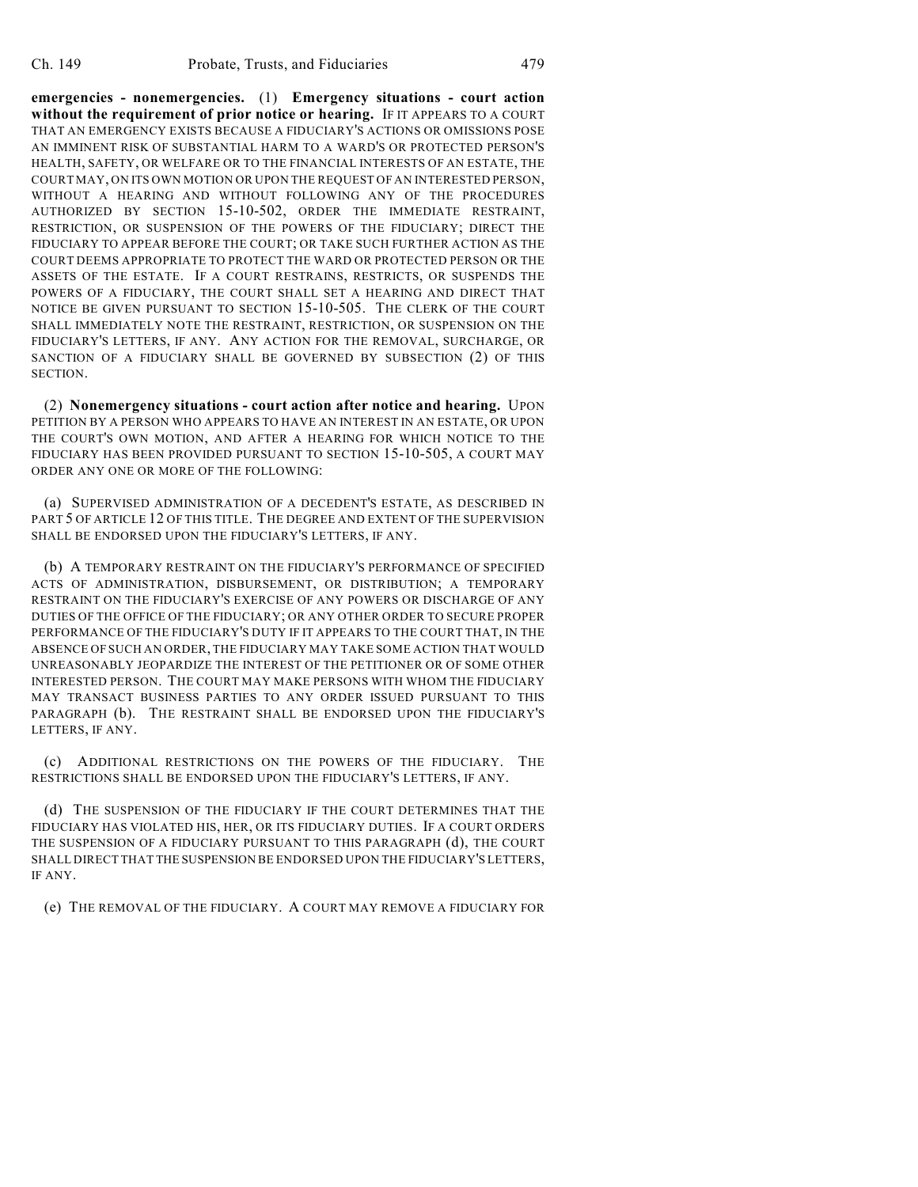**emergencies - nonemergencies.** (1) **Emergency situations - court action without the requirement of prior notice or hearing.** IF IT APPEARS TO A COURT THAT AN EMERGENCY EXISTS BECAUSE A FIDUCIARY'S ACTIONS OR OMISSIONS POSE AN IMMINENT RISK OF SUBSTANTIAL HARM TO A WARD'S OR PROTECTED PERSON'S HEALTH, SAFETY, OR WELFARE OR TO THE FINANCIAL INTERESTS OF AN ESTATE, THE COURT MAY, ON ITS OWN MOTION OR UPON THE REQUEST OF AN INTERESTED PERSON, WITHOUT A HEARING AND WITHOUT FOLLOWING ANY OF THE PROCEDURES AUTHORIZED BY SECTION 15-10-502, ORDER THE IMMEDIATE RESTRAINT, RESTRICTION, OR SUSPENSION OF THE POWERS OF THE FIDUCIARY; DIRECT THE FIDUCIARY TO APPEAR BEFORE THE COURT; OR TAKE SUCH FURTHER ACTION AS THE COURT DEEMS APPROPRIATE TO PROTECT THE WARD OR PROTECTED PERSON OR THE ASSETS OF THE ESTATE. IF A COURT RESTRAINS, RESTRICTS, OR SUSPENDS THE POWERS OF A FIDUCIARY, THE COURT SHALL SET A HEARING AND DIRECT THAT NOTICE BE GIVEN PURSUANT TO SECTION 15-10-505. THE CLERK OF THE COURT SHALL IMMEDIATELY NOTE THE RESTRAINT, RESTRICTION, OR SUSPENSION ON THE FIDUCIARY'S LETTERS, IF ANY. ANY ACTION FOR THE REMOVAL, SURCHARGE, OR SANCTION OF A FIDUCIARY SHALL BE GOVERNED BY SUBSECTION (2) OF THIS SECTION.

(2) **Nonemergency situations - court action after notice and hearing.** UPON PETITION BY A PERSON WHO APPEARS TO HAVE AN INTEREST IN AN ESTATE, OR UPON THE COURT'S OWN MOTION, AND AFTER A HEARING FOR WHICH NOTICE TO THE FIDUCIARY HAS BEEN PROVIDED PURSUANT TO SECTION 15-10-505, A COURT MAY ORDER ANY ONE OR MORE OF THE FOLLOWING:

(a) SUPERVISED ADMINISTRATION OF A DECEDENT'S ESTATE, AS DESCRIBED IN PART 5 OF ARTICLE 12 OF THIS TITLE. THE DEGREE AND EXTENT OF THE SUPERVISION SHALL BE ENDORSED UPON THE FIDUCIARY'S LETTERS, IF ANY.

(b) A TEMPORARY RESTRAINT ON THE FIDUCIARY'S PERFORMANCE OF SPECIFIED ACTS OF ADMINISTRATION, DISBURSEMENT, OR DISTRIBUTION; A TEMPORARY RESTRAINT ON THE FIDUCIARY'S EXERCISE OF ANY POWERS OR DISCHARGE OF ANY DUTIES OF THE OFFICE OF THE FIDUCIARY; OR ANY OTHER ORDER TO SECURE PROPER PERFORMANCE OF THE FIDUCIARY'S DUTY IF IT APPEARS TO THE COURT THAT, IN THE ABSENCE OF SUCH AN ORDER, THE FIDUCIARY MAY TAKE SOME ACTION THAT WOULD UNREASONABLY JEOPARDIZE THE INTEREST OF THE PETITIONER OR OF SOME OTHER INTERESTED PERSON. THE COURT MAY MAKE PERSONS WITH WHOM THE FIDUCIARY MAY TRANSACT BUSINESS PARTIES TO ANY ORDER ISSUED PURSUANT TO THIS PARAGRAPH (b). THE RESTRAINT SHALL BE ENDORSED UPON THE FIDUCIARY'S LETTERS, IF ANY.

(c) ADDITIONAL RESTRICTIONS ON THE POWERS OF THE FIDUCIARY. THE RESTRICTIONS SHALL BE ENDORSED UPON THE FIDUCIARY'S LETTERS, IF ANY.

(d) THE SUSPENSION OF THE FIDUCIARY IF THE COURT DETERMINES THAT THE FIDUCIARY HAS VIOLATED HIS, HER, OR ITS FIDUCIARY DUTIES. IF A COURT ORDERS THE SUSPENSION OF A FIDUCIARY PURSUANT TO THIS PARAGRAPH (d), THE COURT SHALL DIRECT THAT THE SUSPENSION BE ENDORSED UPON THE FIDUCIARY'S LETTERS, IF ANY.

(e) THE REMOVAL OF THE FIDUCIARY. A COURT MAY REMOVE A FIDUCIARY FOR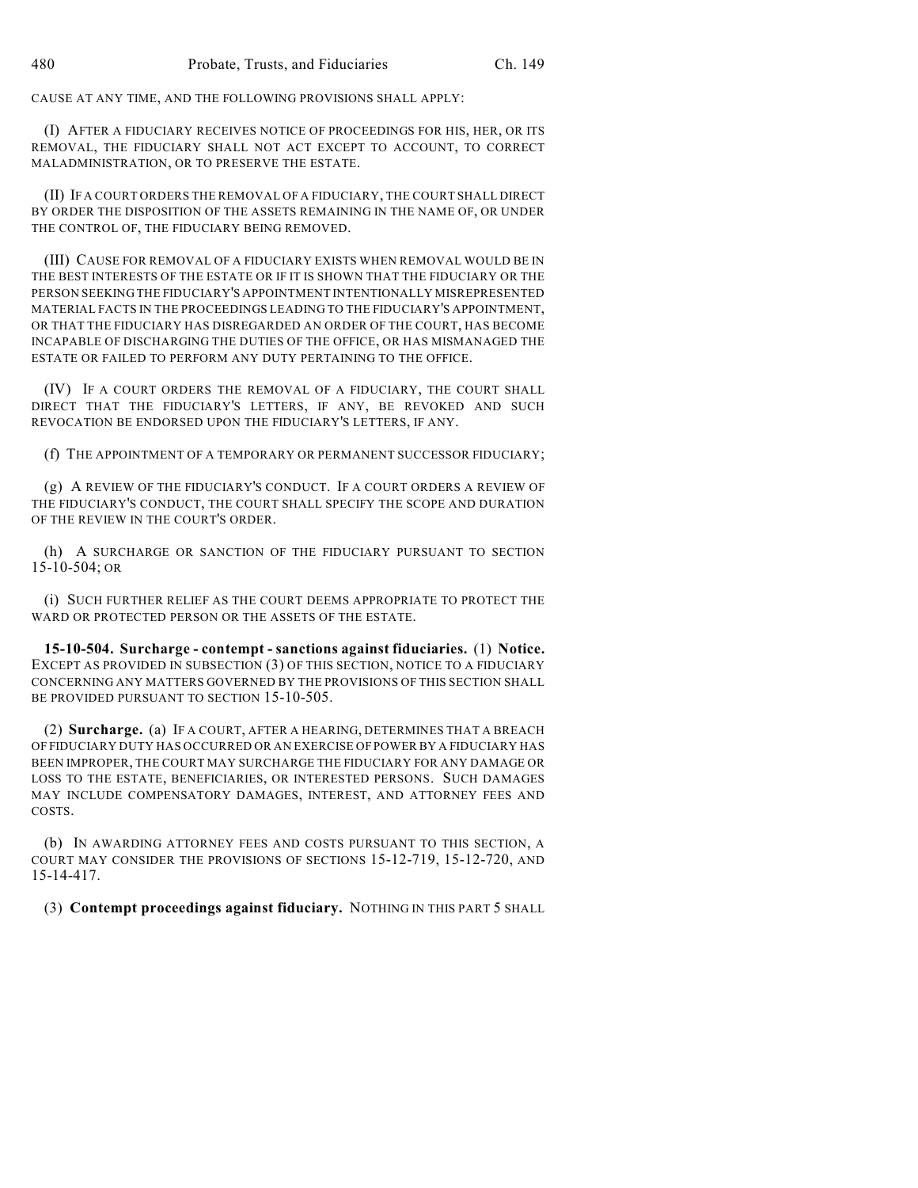CAUSE AT ANY TIME, AND THE FOLLOWING PROVISIONS SHALL APPLY:

(I) AFTER A FIDUCIARY RECEIVES NOTICE OF PROCEEDINGS FOR HIS, HER, OR ITS REMOVAL, THE FIDUCIARY SHALL NOT ACT EXCEPT TO ACCOUNT, TO CORRECT MALADMINISTRATION, OR TO PRESERVE THE ESTATE.

(II) IF A COURT ORDERS THE REMOVAL OF A FIDUCIARY, THE COURT SHALL DIRECT BY ORDER THE DISPOSITION OF THE ASSETS REMAINING IN THE NAME OF, OR UNDER THE CONTROL OF, THE FIDUCIARY BEING REMOVED.

(III) CAUSE FOR REMOVAL OF A FIDUCIARY EXISTS WHEN REMOVAL WOULD BE IN THE BEST INTERESTS OF THE ESTATE OR IF IT IS SHOWN THAT THE FIDUCIARY OR THE PERSON SEEKING THE FIDUCIARY'S APPOINTMENT INTENTIONALLY MISREPRESENTED MATERIAL FACTS IN THE PROCEEDINGS LEADING TO THE FIDUCIARY'S APPOINTMENT, OR THAT THE FIDUCIARY HAS DISREGARDED AN ORDER OF THE COURT, HAS BECOME INCAPABLE OF DISCHARGING THE DUTIES OF THE OFFICE, OR HAS MISMANAGED THE ESTATE OR FAILED TO PERFORM ANY DUTY PERTAINING TO THE OFFICE.

(IV) IF A COURT ORDERS THE REMOVAL OF A FIDUCIARY, THE COURT SHALL DIRECT THAT THE FIDUCIARY'S LETTERS, IF ANY, BE REVOKED AND SUCH REVOCATION BE ENDORSED UPON THE FIDUCIARY'S LETTERS, IF ANY.

(f) THE APPOINTMENT OF A TEMPORARY OR PERMANENT SUCCESSOR FIDUCIARY;

(g) A REVIEW OF THE FIDUCIARY'S CONDUCT. IF A COURT ORDERS A REVIEW OF THE FIDUCIARY'S CONDUCT, THE COURT SHALL SPECIFY THE SCOPE AND DURATION OF THE REVIEW IN THE COURT'S ORDER.

(h) A SURCHARGE OR SANCTION OF THE FIDUCIARY PURSUANT TO SECTION 15-10-504; OR

(i) SUCH FURTHER RELIEF AS THE COURT DEEMS APPROPRIATE TO PROTECT THE WARD OR PROTECTED PERSON OR THE ASSETS OF THE ESTATE.

**15-10-504. Surcharge - contempt - sanctions against fiduciaries.** (1) **Notice.** EXCEPT AS PROVIDED IN SUBSECTION (3) OF THIS SECTION, NOTICE TO A FIDUCIARY CONCERNING ANY MATTERS GOVERNED BY THE PROVISIONS OF THIS SECTION SHALL BE PROVIDED PURSUANT TO SECTION 15-10-505.

(2) **Surcharge.** (a) IF A COURT, AFTER A HEARING, DETERMINES THAT A BREACH OF FIDUCIARY DUTY HAS OCCURRED OR AN EXERCISE OF POWER BY A FIDUCIARY HAS BEEN IMPROPER, THE COURT MAY SURCHARGE THE FIDUCIARY FOR ANY DAMAGE OR LOSS TO THE ESTATE, BENEFICIARIES, OR INTERESTED PERSONS. SUCH DAMAGES MAY INCLUDE COMPENSATORY DAMAGES, INTEREST, AND ATTORNEY FEES AND COSTS.

(b) IN AWARDING ATTORNEY FEES AND COSTS PURSUANT TO THIS SECTION, A COURT MAY CONSIDER THE PROVISIONS OF SECTIONS 15-12-719, 15-12-720, AND 15-14-417.

(3) **Contempt proceedings against fiduciary.** NOTHING IN THIS PART 5 SHALL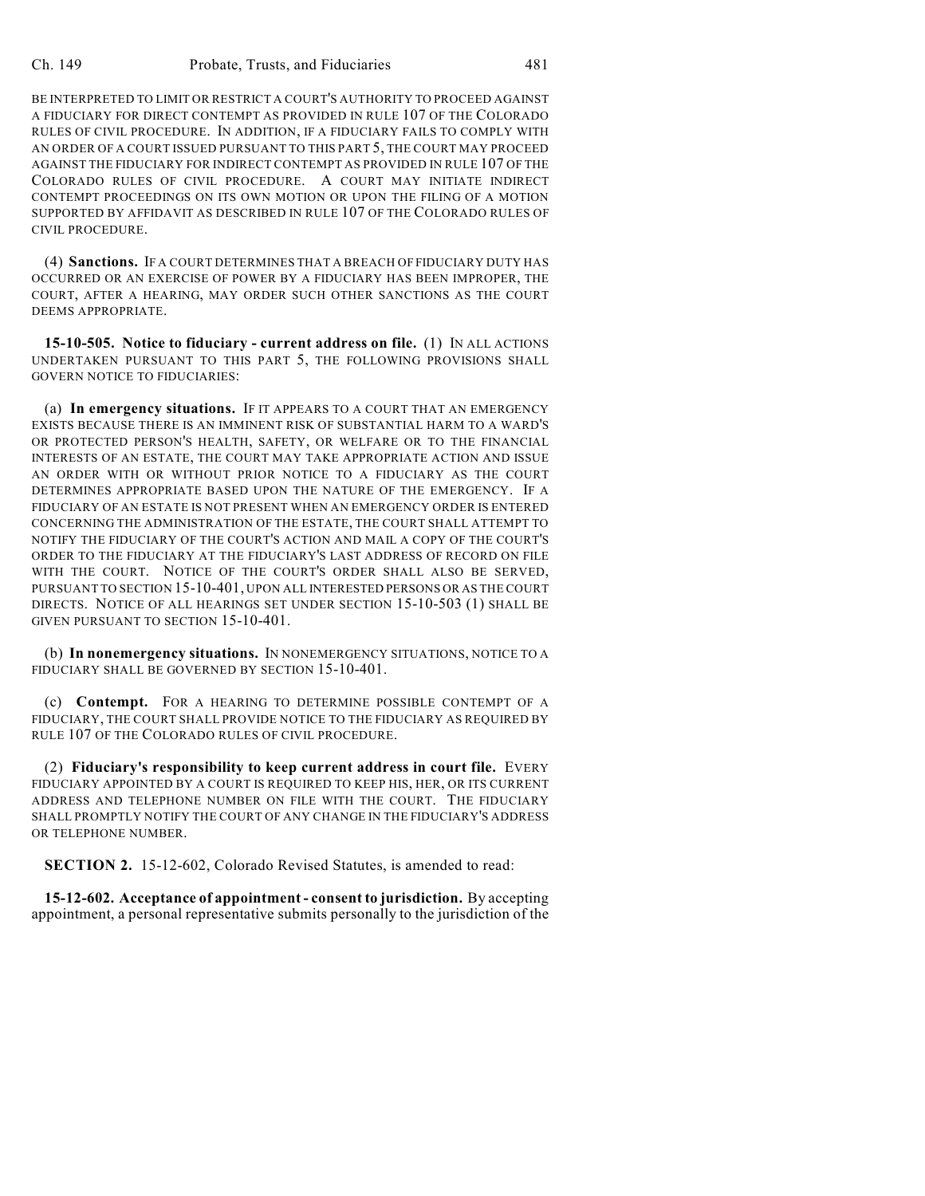BE INTERPRETED TO LIMIT OR RESTRICT A COURT'S AUTHORITY TO PROCEED AGAINST A FIDUCIARY FOR DIRECT CONTEMPT AS PROVIDED IN RULE 107 OF THE COLORADO RULES OF CIVIL PROCEDURE. IN ADDITION, IF A FIDUCIARY FAILS TO COMPLY WITH AN ORDER OF A COURT ISSUED PURSUANT TO THIS PART 5, THE COURT MAY PROCEED AGAINST THE FIDUCIARY FOR INDIRECT CONTEMPT AS PROVIDED IN RULE 107 OF THE COLORADO RULES OF CIVIL PROCEDURE. A COURT MAY INITIATE INDIRECT CONTEMPT PROCEEDINGS ON ITS OWN MOTION OR UPON THE FILING OF A MOTION SUPPORTED BY AFFIDAVIT AS DESCRIBED IN RULE 107 OF THE COLORADO RULES OF CIVIL PROCEDURE.

(4) **Sanctions.** IF A COURT DETERMINES THAT A BREACH OF FIDUCIARY DUTY HAS OCCURRED OR AN EXERCISE OF POWER BY A FIDUCIARY HAS BEEN IMPROPER, THE COURT, AFTER A HEARING, MAY ORDER SUCH OTHER SANCTIONS AS THE COURT DEEMS APPROPRIATE.

**15-10-505. Notice to fiduciary - current address on file.** (1) IN ALL ACTIONS UNDERTAKEN PURSUANT TO THIS PART 5, THE FOLLOWING PROVISIONS SHALL GOVERN NOTICE TO FIDUCIARIES:

(a) **In emergency situations.** IF IT APPEARS TO A COURT THAT AN EMERGENCY EXISTS BECAUSE THERE IS AN IMMINENT RISK OF SUBSTANTIAL HARM TO A WARD'S OR PROTECTED PERSON'S HEALTH, SAFETY, OR WELFARE OR TO THE FINANCIAL INTERESTS OF AN ESTATE, THE COURT MAY TAKE APPROPRIATE ACTION AND ISSUE AN ORDER WITH OR WITHOUT PRIOR NOTICE TO A FIDUCIARY AS THE COURT DETERMINES APPROPRIATE BASED UPON THE NATURE OF THE EMERGENCY. IF A FIDUCIARY OF AN ESTATE IS NOT PRESENT WHEN AN EMERGENCY ORDER IS ENTERED CONCERNING THE ADMINISTRATION OF THE ESTATE, THE COURT SHALL ATTEMPT TO NOTIFY THE FIDUCIARY OF THE COURT'S ACTION AND MAIL A COPY OF THE COURT'S ORDER TO THE FIDUCIARY AT THE FIDUCIARY'S LAST ADDRESS OF RECORD ON FILE WITH THE COURT. NOTICE OF THE COURT'S ORDER SHALL ALSO BE SERVED, PURSUANT TO SECTION 15-10-401, UPON ALL INTERESTED PERSONS OR AS THE COURT DIRECTS. NOTICE OF ALL HEARINGS SET UNDER SECTION 15-10-503 (1) SHALL BE GIVEN PURSUANT TO SECTION 15-10-401.

(b) **In nonemergency situations.** IN NONEMERGENCY SITUATIONS, NOTICE TO A FIDUCIARY SHALL BE GOVERNED BY SECTION 15-10-401.

(c) **Contempt.** FOR A HEARING TO DETERMINE POSSIBLE CONTEMPT OF A FIDUCIARY, THE COURT SHALL PROVIDE NOTICE TO THE FIDUCIARY AS REQUIRED BY RULE 107 OF THE COLORADO RULES OF CIVIL PROCEDURE.

(2) **Fiduciary's responsibility to keep current address in court file.** EVERY FIDUCIARY APPOINTED BY A COURT IS REQUIRED TO KEEP HIS, HER, OR ITS CURRENT ADDRESS AND TELEPHONE NUMBER ON FILE WITH THE COURT. THE FIDUCIARY SHALL PROMPTLY NOTIFY THE COURT OF ANY CHANGE IN THE FIDUCIARY'S ADDRESS OR TELEPHONE NUMBER.

**SECTION 2.** 15-12-602, Colorado Revised Statutes, is amended to read:

**15-12-602. Acceptance of appointment - consent to jurisdiction.** By accepting appointment, a personal representative submits personally to the jurisdiction of the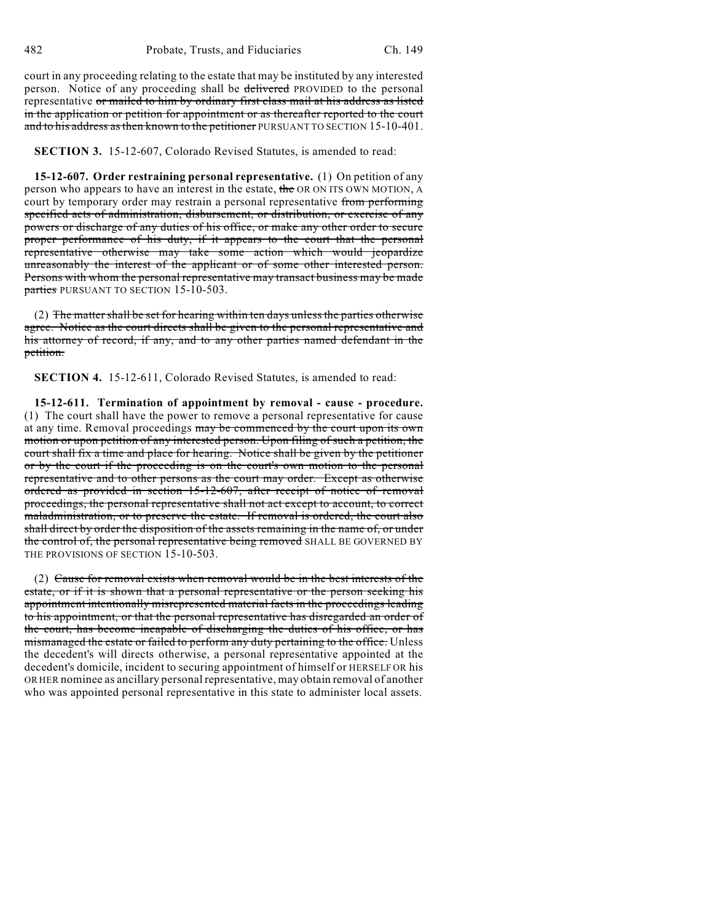court in any proceeding relating to the estate that may be instituted by any interested person. Notice of any proceeding shall be ~~delivered~~ PROVIDED to the personal representative ~~or mailed to him by ordinary first class mail at his address as listed in the application or petition for appointment or as thereafter reported to the court and to his address as then known to the petitioner~~ PURSUANT TO SECTION 15-10-401.

**SECTION 3.** 15-12-607, Colorado Revised Statutes, is amended to read:

**15-12-607. Order restraining personal representative.** (1) On petition of any person who appears to have an interest in the estate, ~~the~~ OR ON ITS OWN MOTION, A court by temporary order may restrain a personal representative ~~from performing specified acts of administration, disbursement, or distribution, or exercise of any powers or discharge of any duties of his office, or make any other order to secure proper performance of his duty, if it appears to the court that the personal representative otherwise may take some action which would jeopardize unreasonably the interest of the applicant or of some other interested person. Persons with whom the personal representative may transact business may be made parties~~ PURSUANT TO SECTION 15-10-503.

(2) ~~The matter shall be set for hearing within ten days unless the parties otherwise agree. Notice as the court directs shall be given to the personal representative and his attorney of record, if any, and to any other parties named defendant in the petition.~~

**SECTION 4.** 15-12-611, Colorado Revised Statutes, is amended to read:

**15-12-611. Termination of appointment by removal - cause - procedure.** (1) The court shall have the power to remove a personal representative for cause at any time. Removal proceedings ~~may be commenced by the court upon its own motion or upon petition of any interested person. Upon filing of such a petition, the court shall fix a time and place for hearing. Notice shall be given by the petitioner or by the court if the proceeding is on the court's own motion to the personal representative and to other persons as the court may order. Except as otherwise ordered as provided in section 15-12-607, after receipt of notice of removal proceedings, the personal representative shall not act except to account, to correct maladministration, or to preserve the estate. If removal is ordered, the court also shall direct by order the disposition of the assets remaining in the name of, or under the control of, the personal representative being removed~~ SHALL BE GOVERNED BY THE PROVISIONS OF SECTION 15-10-503.

(2) ~~Cause for removal exists when removal would be in the best interests of the estate, or if it is shown that a personal representative or the person seeking his appointment intentionally misrepresented material facts in the proceedings leading to his appointment, or that the personal representative has disregarded an order of the court, has become incapable of discharging the duties of his office, or has mismanaged the estate or failed to perform any duty pertaining to the office.~~ Unless the decedent's will directs otherwise, a personal representative appointed at the decedent's domicile, incident to securing appointment of himself or HERSELF OR his OR HER nominee as ancillary personal representative, may obtain removal of another who was appointed personal representative in this state to administer local assets.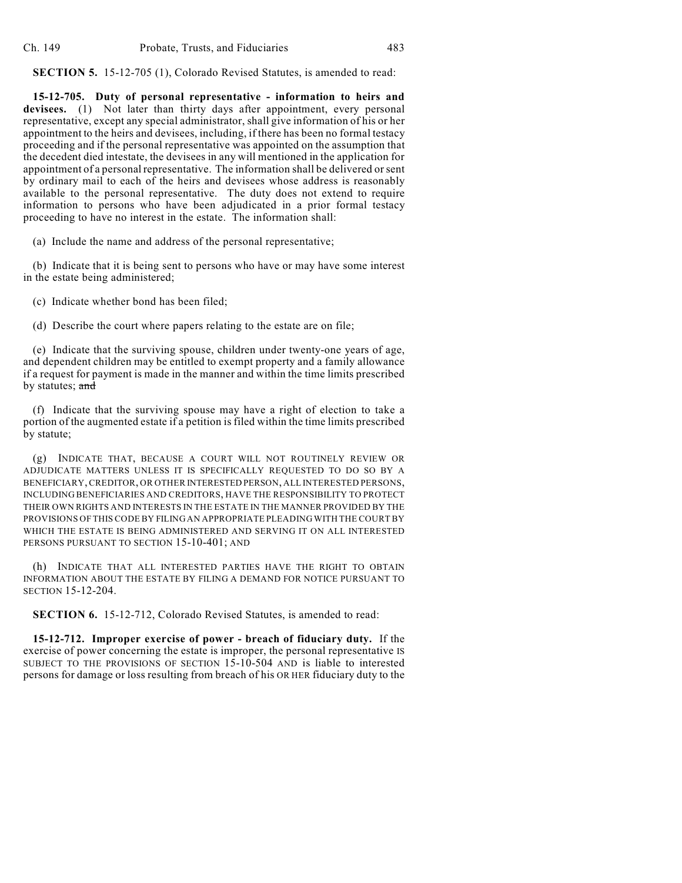**SECTION 5.** 15-12-705 (1), Colorado Revised Statutes, is amended to read:

**15-12-705. Duty of personal representative - information to heirs and devisees.** (1) Not later than thirty days after appointment, every personal representative, except any special administrator, shall give information of his or her appointment to the heirs and devisees, including, if there has been no formal testacy proceeding and if the personal representative was appointed on the assumption that the decedent died intestate, the devisees in any will mentioned in the application for appointment of a personal representative. The information shall be delivered or sent by ordinary mail to each of the heirs and devisees whose address is reasonably available to the personal representative. The duty does not extend to require information to persons who have been adjudicated in a prior formal testacy proceeding to have no interest in the estate. The information shall:

(a) Include the name and address of the personal representative;

(b) Indicate that it is being sent to persons who have or may have some interest in the estate being administered;

(c) Indicate whether bond has been filed;

(d) Describe the court where papers relating to the estate are on file;

(e) Indicate that the surviving spouse, children under twenty-one years of age, and dependent children may be entitled to exempt property and a family allowance if a request for payment is made in the manner and within the time limits prescribed by statutes; ~~and~~

(f) Indicate that the surviving spouse may have a right of election to take a portion of the augmented estate if a petition is filed within the time limits prescribed by statute;

(g) INDICATE THAT, BECAUSE A COURT WILL NOT ROUTINELY REVIEW OR ADJUDICATE MATTERS UNLESS IT IS SPECIFICALLY REQUESTED TO DO SO BY A BENEFICIARY, CREDITOR, OR OTHER INTERESTED PERSON, ALL INTERESTED PERSONS, INCLUDING BENEFICIARIES AND CREDITORS, HAVE THE RESPONSIBILITY TO PROTECT THEIR OWN RIGHTS AND INTERESTS IN THE ESTATE IN THE MANNER PROVIDED BY THE PROVISIONS OF THIS CODE BY FILING AN APPROPRIATE PLEADING WITH THE COURT BY WHICH THE ESTATE IS BEING ADMINISTERED AND SERVING IT ON ALL INTERESTED PERSONS PURSUANT TO SECTION 15-10-401; AND

(h) INDICATE THAT ALL INTERESTED PARTIES HAVE THE RIGHT TO OBTAIN INFORMATION ABOUT THE ESTATE BY FILING A DEMAND FOR NOTICE PURSUANT TO SECTION 15-12-204.

**SECTION 6.** 15-12-712, Colorado Revised Statutes, is amended to read:

**15-12-712. Improper exercise of power - breach of fiduciary duty.** If the exercise of power concerning the estate is improper, the personal representative IS SUBJECT TO THE PROVISIONS OF SECTION 15-10-504 AND is liable to interested persons for damage or loss resulting from breach of his OR HER fiduciary duty to the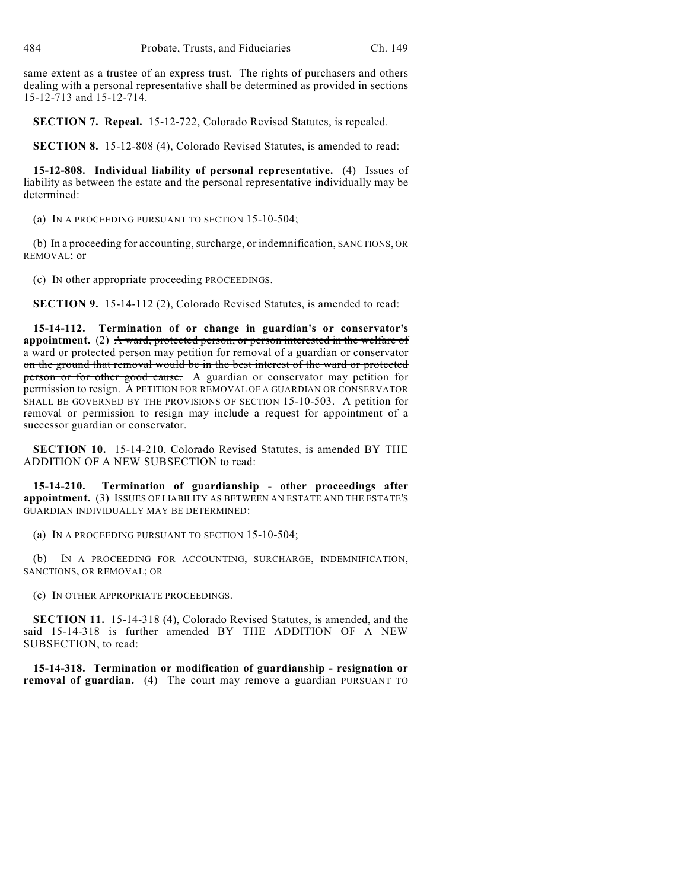same extent as a trustee of an express trust. The rights of purchasers and others dealing with a personal representative shall be determined as provided in sections 15-12-713 and 15-12-714.

**SECTION 7. Repeal.** 15-12-722, Colorado Revised Statutes, is repealed.

**SECTION 8.** 15-12-808 (4), Colorado Revised Statutes, is amended to read:

**15-12-808. Individual liability of personal representative.** (4) Issues of liability as between the estate and the personal representative individually may be determined:

(a) IN A PROCEEDING PURSUANT TO SECTION 15-10-504;

(b) In a proceeding for accounting, surcharge, ~~or~~ indemnification, SANCTIONS, OR REMOVAL; or

(c) IN other appropriate ~~proceeding~~ PROCEEDINGS.

**SECTION 9.** 15-14-112 (2), Colorado Revised Statutes, is amended to read:

**15-14-112. Termination of or change in guardian's or conservator's appointment.** (2) ~~A ward, protected person, or person interested in the welfare of a ward or protected person may petition for removal of a guardian or conservator on the ground that removal would be in the best interest of the ward or protected person or for other good cause.~~ A guardian or conservator may petition for permission to resign. A PETITION FOR REMOVAL OF A GUARDIAN OR CONSERVATOR SHALL BE GOVERNED BY THE PROVISIONS OF SECTION 15-10-503. A petition for removal or permission to resign may include a request for appointment of a successor guardian or conservator.

**SECTION 10.** 15-14-210, Colorado Revised Statutes, is amended BY THE ADDITION OF A NEW SUBSECTION to read:

**15-14-210. Termination of guardianship - other proceedings after appointment.** (3) ISSUES OF LIABILITY AS BETWEEN AN ESTATE AND THE ESTATE'S GUARDIAN INDIVIDUALLY MAY BE DETERMINED:

(a) IN A PROCEEDING PURSUANT TO SECTION 15-10-504;

(b) IN A PROCEEDING FOR ACCOUNTING, SURCHARGE, INDEMNIFICATION, SANCTIONS, OR REMOVAL; OR

(c) IN OTHER APPROPRIATE PROCEEDINGS.

**SECTION 11.** 15-14-318 (4), Colorado Revised Statutes, is amended, and the said 15-14-318 is further amended BY THE ADDITION OF A NEW SUBSECTION, to read:

**15-14-318. Termination or modification of guardianship - resignation or removal of guardian.** (4) The court may remove a guardian PURSUANT TO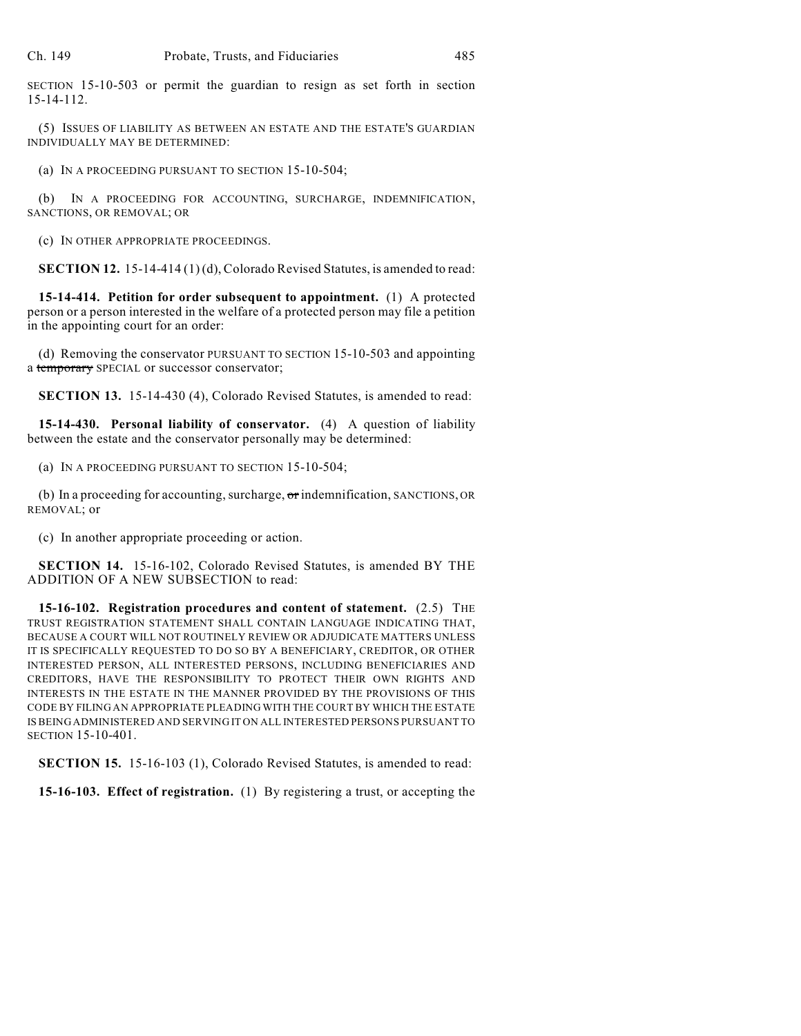SECTION 15-10-503 or permit the guardian to resign as set forth in section 15-14-112.

(5) ISSUES OF LIABILITY AS BETWEEN AN ESTATE AND THE ESTATE'S GUARDIAN INDIVIDUALLY MAY BE DETERMINED:

(a) IN A PROCEEDING PURSUANT TO SECTION 15-10-504;

(b) IN A PROCEEDING FOR ACCOUNTING, SURCHARGE, INDEMNIFICATION, SANCTIONS, OR REMOVAL; OR

(c) IN OTHER APPROPRIATE PROCEEDINGS.

**SECTION 12.** 15-14-414 (1) (d), Colorado Revised Statutes, is amended to read:

**15-14-414. Petition for order subsequent to appointment.** (1) A protected person or a person interested in the welfare of a protected person may file a petition in the appointing court for an order:

(d) Removing the conservator PURSUANT TO SECTION 15-10-503 and appointing a ~~temporary~~ SPECIAL or successor conservator;

**SECTION 13.** 15-14-430 (4), Colorado Revised Statutes, is amended to read:

**15-14-430. Personal liability of conservator.** (4) A question of liability between the estate and the conservator personally may be determined:

(a) IN A PROCEEDING PURSUANT TO SECTION 15-10-504;

(b) In a proceeding for accounting, surcharge, ~~or~~ indemnification, SANCTIONS, OR REMOVAL; or

(c) In another appropriate proceeding or action.

**SECTION 14.** 15-16-102, Colorado Revised Statutes, is amended BY THE ADDITION OF A NEW SUBSECTION to read:

**15-16-102. Registration procedures and content of statement.** (2.5) THE TRUST REGISTRATION STATEMENT SHALL CONTAIN LANGUAGE INDICATING THAT, BECAUSE A COURT WILL NOT ROUTINELY REVIEW OR ADJUDICATE MATTERS UNLESS IT IS SPECIFICALLY REQUESTED TO DO SO BY A BENEFICIARY, CREDITOR, OR OTHER INTERESTED PERSON, ALL INTERESTED PERSONS, INCLUDING BENEFICIARIES AND CREDITORS, HAVE THE RESPONSIBILITY TO PROTECT THEIR OWN RIGHTS AND INTERESTS IN THE ESTATE IN THE MANNER PROVIDED BY THE PROVISIONS OF THIS CODE BY FILING AN APPROPRIATE PLEADING WITH THE COURT BY WHICH THE ESTATE IS BEING ADMINISTERED AND SERVING IT ON ALL INTERESTED PERSONS PURSUANT TO SECTION 15-10-401.

**SECTION 15.** 15-16-103 (1), Colorado Revised Statutes, is amended to read:

**15-16-103. Effect of registration.** (1) By registering a trust, or accepting the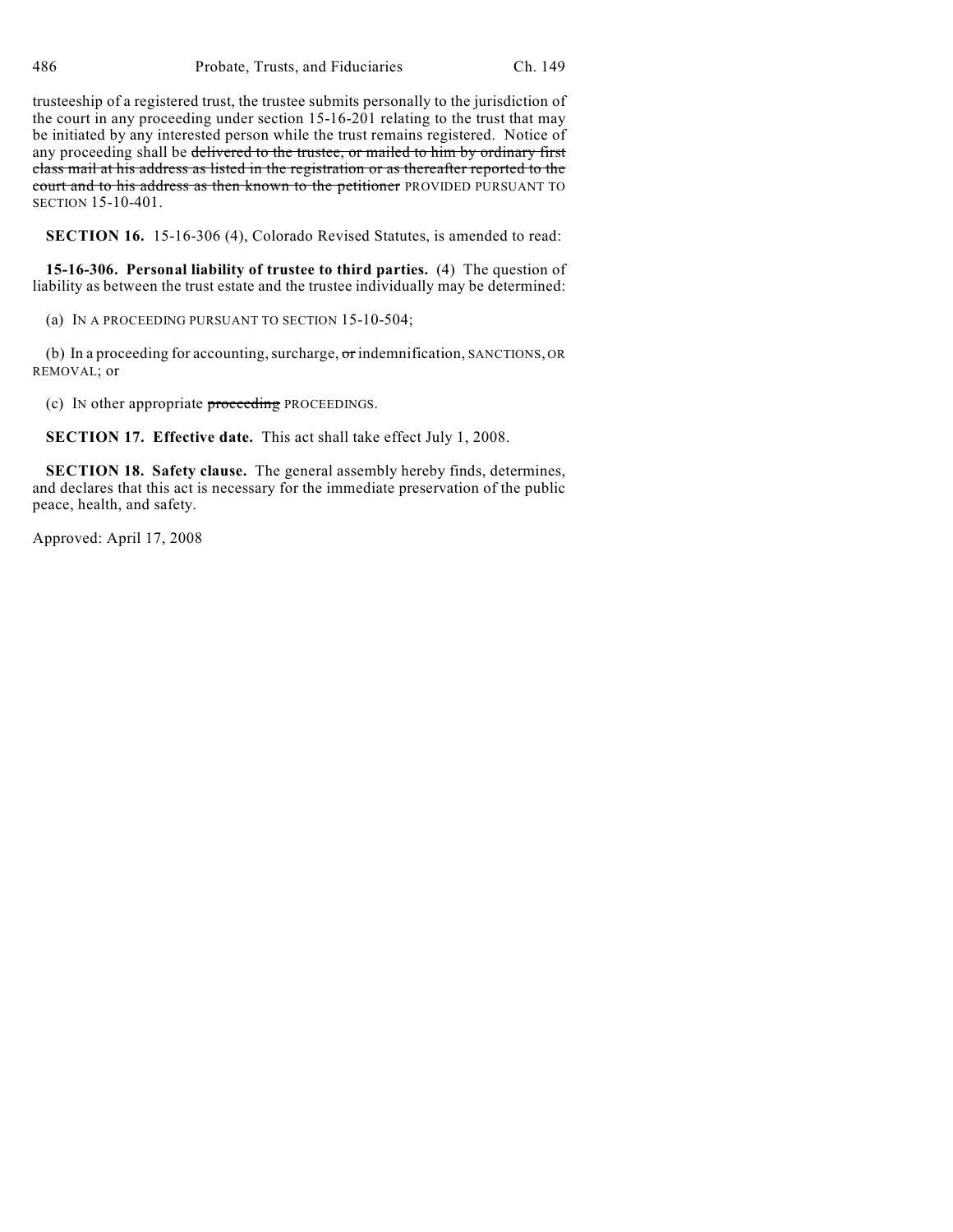trusteeship of a registered trust, the trustee submits personally to the jurisdiction of the court in any proceeding under section 15-16-201 relating to the trust that may be initiated by any interested person while the trust remains registered. Notice of any proceeding shall be ~~delivered to the trustee, or mailed to him by ordinary first class mail at his address as listed in the registration or as thereafter reported to the court and to his address as then known to the petitioner~~ PROVIDED PURSUANT TO SECTION 15-10-401.

**SECTION 16.** 15-16-306 (4), Colorado Revised Statutes, is amended to read:

**15-16-306. Personal liability of trustee to third parties.** (4) The question of liability as between the trust estate and the trustee individually may be determined:

(a) IN A PROCEEDING PURSUANT TO SECTION 15-10-504;

(b) In a proceeding for accounting, surcharge, ~~or~~ indemnification, SANCTIONS, OR REMOVAL; or

(c) IN other appropriate ~~proceeding~~ PROCEEDINGS.

**SECTION 17. Effective date.** This act shall take effect July 1, 2008.

**SECTION 18. Safety clause.** The general assembly hereby finds, determines, and declares that this act is necessary for the immediate preservation of the public peace, health, and safety.

Approved: April 17, 2008